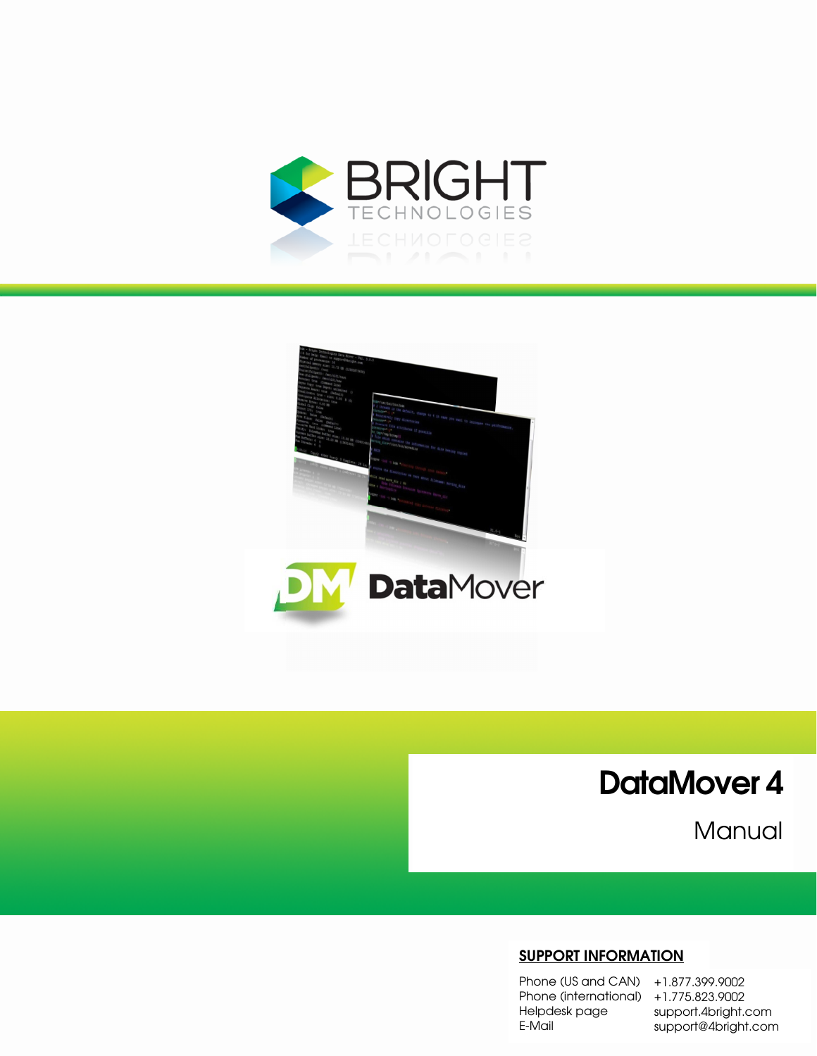# DataMover 4

## Manual

**SUPPORT INFORMATION**

| | |
|---|---|
| Phone (US and CAN) | +1.877.399.9002 |
| Phone (international) | +1.775.823.9002 |
| Helpdesk page | support.4bright.com |
| E-Mail | support@4bright.com |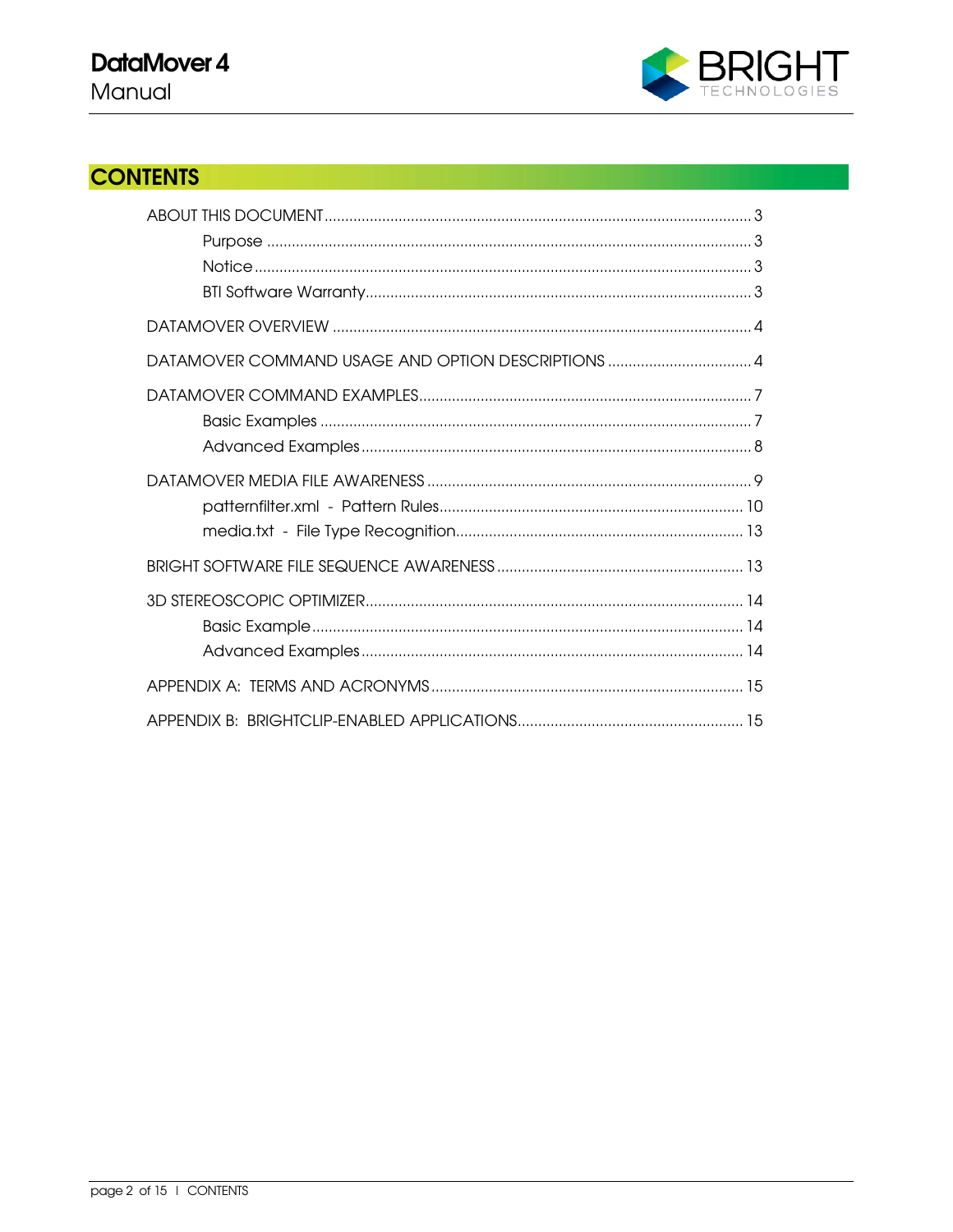## CONTENTS

- ABOUT THIS DOCUMENT ..... 3
  - Purpose ..... 3
  - Notice ..... 3
  - BTI Software Warranty ..... 3
- DATAMOVER OVERVIEW ..... 4
- DATAMOVER COMMAND USAGE AND OPTION DESCRIPTIONS ..... 4
- DATAMOVER COMMAND EXAMPLES ..... 7
  - Basic Examples ..... 7
  - Advanced Examples ..... 8
- DATAMOVER MEDIA FILE AWARENESS ..... 9
  - patternfilter.xml - Pattern Rules ..... 10
  - media.txt - File Type Recognition ..... 13
- BRIGHT SOFTWARE FILE SEQUENCE AWARENESS ..... 13
- 3D STEREOSCOPIC OPTIMIZER ..... 14
  - Basic Example ..... 14
  - Advanced Examples ..... 14
- APPENDIX A: TERMS AND ACRONYMS ..... 15
- APPENDIX B: BRIGHTCLIP-ENABLED APPLICATIONS ..... 15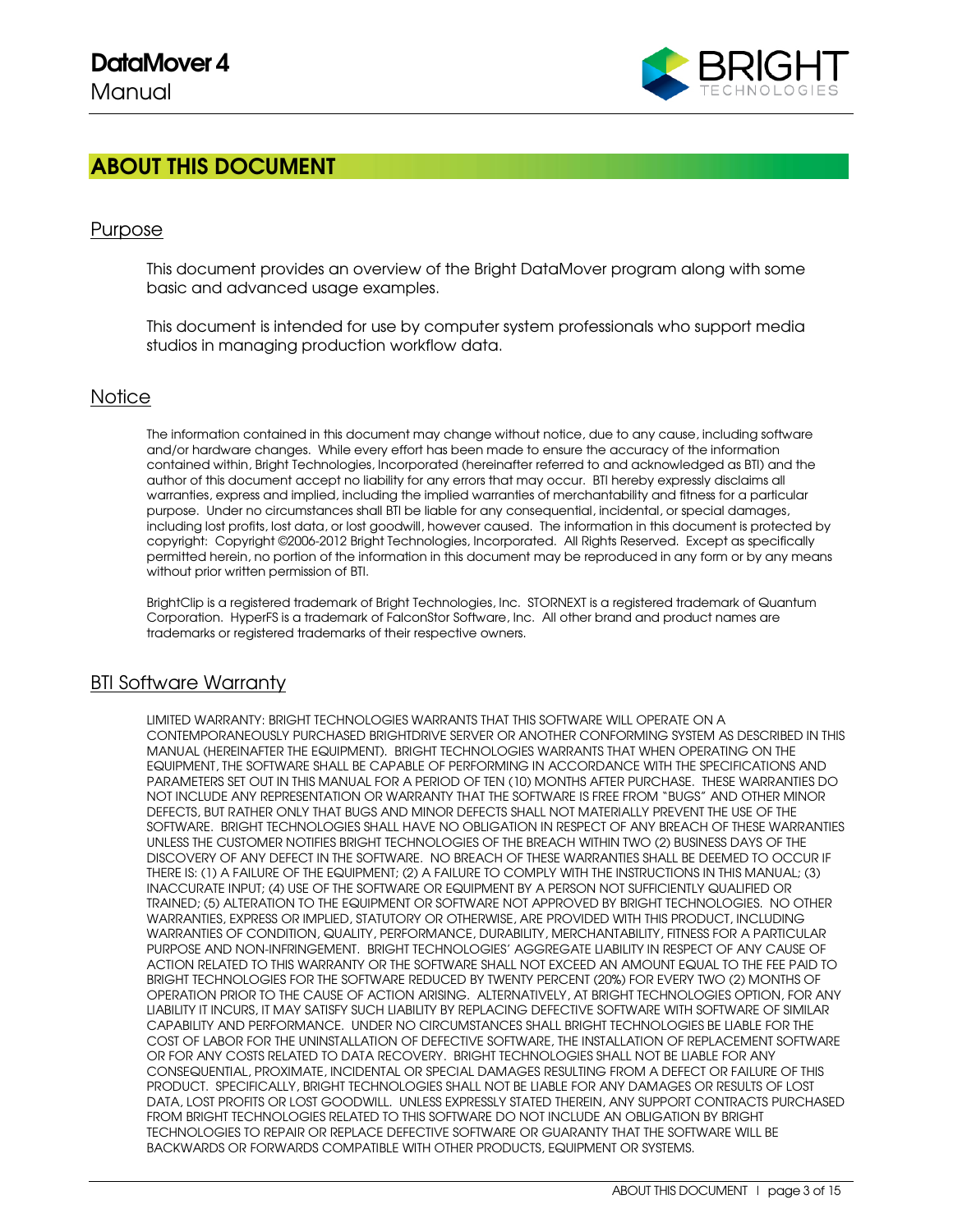# ABOUT THIS DOCUMENT

## Purpose

This document provides an overview of the Bright DataMover program along with some basic and advanced usage examples.

This document is intended for use by computer system professionals who support media studios in managing production workflow data.

## Notice

The information contained in this document may change without notice, due to any cause, including software and/or hardware changes. While every effort has been made to ensure the accuracy of the information contained within, Bright Technologies, Incorporated (hereinafter referred to and acknowledged as BTI) and the author of this document accept no liability for any errors that may occur. BTI hereby expressly disclaims all warranties, express and implied, including the implied warranties of merchantability and fitness for a particular purpose. Under no circumstances shall BTI be liable for any consequential, incidental, or special damages, including lost profits, lost data, or lost goodwill, however caused. The information in this document is protected by copyright: Copyright ©2006-2012 Bright Technologies, Incorporated. All Rights Reserved. Except as specifically permitted herein, no portion of the information in this document may be reproduced in any form or by any means without prior written permission of BTI.

BrightClip is a registered trademark of Bright Technologies, Inc. STORNEXT is a registered trademark of Quantum Corporation. HyperFS is a trademark of FalconStor Software, Inc. All other brand and product names are trademarks or registered trademarks of their respective owners.

## BTI Software Warranty

LIMITED WARRANTY: BRIGHT TECHNOLOGIES WARRANTS THAT THIS SOFTWARE WILL OPERATE ON A CONTEMPORANEOUSLY PURCHASED BRIGHTDRIVE SERVER OR ANOTHER CONFORMING SYSTEM AS DESCRIBED IN THIS MANUAL (HEREINAFTER THE EQUIPMENT). BRIGHT TECHNOLOGIES WARRANTS THAT WHEN OPERATING ON THE EQUIPMENT, THE SOFTWARE SHALL BE CAPABLE OF PERFORMING IN ACCORDANCE WITH THE SPECIFICATIONS AND PARAMETERS SET OUT IN THIS MANUAL FOR A PERIOD OF TEN (10) MONTHS AFTER PURCHASE. THESE WARRANTIES DO NOT INCLUDE ANY REPRESENTATION OR WARRANTY THAT THE SOFTWARE IS FREE FROM "BUGS" AND OTHER MINOR DEFECTS, BUT RATHER ONLY THAT BUGS AND MINOR DEFECTS SHALL NOT MATERIALLY PREVENT THE USE OF THE SOFTWARE. BRIGHT TECHNOLOGIES SHALL HAVE NO OBLIGATION IN RESPECT OF ANY BREACH OF THESE WARRANTIES UNLESS THE CUSTOMER NOTIFIES BRIGHT TECHNOLOGIES OF THE BREACH WITHIN TWO (2) BUSINESS DAYS OF THE DISCOVERY OF ANY DEFECT IN THE SOFTWARE. NO BREACH OF THESE WARRANTIES SHALL BE DEEMED TO OCCUR IF THERE IS: (1) A FAILURE OF THE EQUIPMENT; (2) A FAILURE TO COMPLY WITH THE INSTRUCTIONS IN THIS MANUAL; (3) INACCURATE INPUT; (4) USE OF THE SOFTWARE OR EQUIPMENT BY A PERSON NOT SUFFICIENTLY QUALIFIED OR TRAINED; (5) ALTERATION TO THE EQUIPMENT OR SOFTWARE NOT APPROVED BY BRIGHT TECHNOLOGIES. NO OTHER WARRANTIES, EXPRESS OR IMPLIED, STATUTORY OR OTHERWISE, ARE PROVIDED WITH THIS PRODUCT, INCLUDING WARRANTIES OF CONDITION, QUALITY, PERFORMANCE, DURABILITY, MERCHANTABILITY, FITNESS FOR A PARTICULAR PURPOSE AND NON-INFRINGEMENT. BRIGHT TECHNOLOGIES' AGGREGATE LIABILITY IN RESPECT OF ANY CAUSE OF ACTION RELATED TO THIS WARRANTY OR THE SOFTWARE SHALL NOT EXCEED AN AMOUNT EQUAL TO THE FEE PAID TO BRIGHT TECHNOLOGIES FOR THE SOFTWARE REDUCED BY TWENTY PERCENT (20%) FOR EVERY TWO (2) MONTHS OF OPERATION PRIOR TO THE CAUSE OF ACTION ARISING. ALTERNATIVELY, AT BRIGHT TECHNOLOGIES OPTION, FOR ANY LIABILITY IT INCURS, IT MAY SATISFY SUCH LIABILITY BY REPLACING DEFECTIVE SOFTWARE WITH SOFTWARE OF SIMILAR CAPABILITY AND PERFORMANCE. UNDER NO CIRCUMSTANCES SHALL BRIGHT TECHNOLOGIES BE LIABLE FOR THE COST OF LABOR FOR THE UNINSTALLATION OF DEFECTIVE SOFTWARE, THE INSTALLATION OF REPLACEMENT SOFTWARE OR FOR ANY COSTS RELATED TO DATA RECOVERY. BRIGHT TECHNOLOGIES SHALL NOT BE LIABLE FOR ANY CONSEQUENTIAL, PROXIMATE, INCIDENTAL OR SPECIAL DAMAGES RESULTING FROM A DEFECT OR FAILURE OF THIS PRODUCT. SPECIFICALLY, BRIGHT TECHNOLOGIES SHALL NOT BE LIABLE FOR ANY DAMAGES OR RESULTS OF LOST DATA, LOST PROFITS OR LOST GOODWILL. UNLESS EXPRESSLY STATED THEREIN, ANY SUPPORT CONTRACTS PURCHASED FROM BRIGHT TECHNOLOGIES RELATED TO THIS SOFTWARE DO NOT INCLUDE AN OBLIGATION BY BRIGHT TECHNOLOGIES TO REPAIR OR REPLACE DEFECTIVE SOFTWARE OR GUARANTY THAT THE SOFTWARE WILL BE BACKWARDS OR FORWARDS COMPATIBLE WITH OTHER PRODUCTS, EQUIPMENT OR SYSTEMS.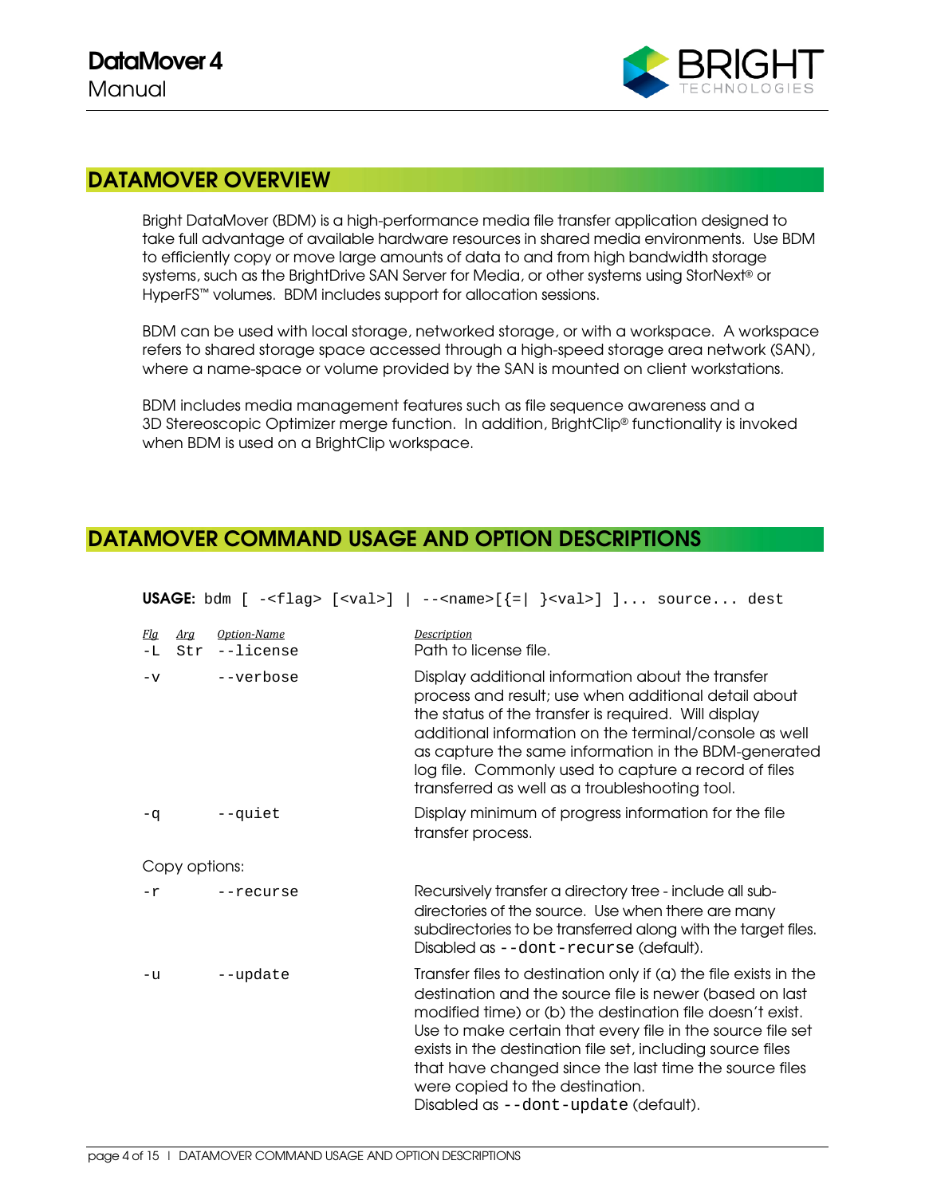## DATAMOVER OVERVIEW

Bright DataMover (BDM) is a high-performance media file transfer application designed to take full advantage of available hardware resources in shared media environments. Use BDM to efficiently copy or move large amounts of data to and from high bandwidth storage systems, such as the BrightDrive SAN Server for Media, or other systems using StorNext® or HyperFS™ volumes. BDM includes support for allocation sessions.

BDM can be used with local storage, networked storage, or with a workspace. A workspace refers to shared storage space accessed through a high-speed storage area network (SAN), where a name-space or volume provided by the SAN is mounted on client workstations.

BDM includes media management features such as file sequence awareness and a 3D Stereoscopic Optimizer merge function. In addition, BrightClip® functionality is invoked when BDM is used on a BrightClip workspace.

## DATAMOVER COMMAND USAGE AND OPTION DESCRIPTIONS

**USAGE:** `bdm [ -<flag> [<val>] | --<name>[{=| }<val>] ]... source... dest`

| *Flg* | *Arg* | *Option-Name* | *Description* |
|---|---|---|---|
| `-L` | `Str` | `--license` | Path to license file. |
| `-v` | | `--verbose` | Display additional information about the transfer process and result; use when additional detail about the status of the transfer is required. Will display additional information on the terminal/console as well as capture the same information in the BDM-generated log file. Commonly used to capture a record of files transferred as well as a troubleshooting tool. |
| `-q` | | `--quiet` | Display minimum of progress information for the file transfer process. |
| Copy options: | | | |
| `-r` | | `--recurse` | Recursively transfer a directory tree - include all sub-directories of the source. Use when there are many subdirectories to be transferred along with the target files. Disabled as `--dont-recurse` (default). |
| `-u` | | `--update` | Transfer files to destination only if (a) the file exists in the destination and the source file is newer (based on last modified time) or (b) the destination file doesn't exist. Use to make certain that every file in the source file set exists in the destination file set, including source files that have changed since the last time the source files were copied to the destination. Disabled as `--dont-update` (default). |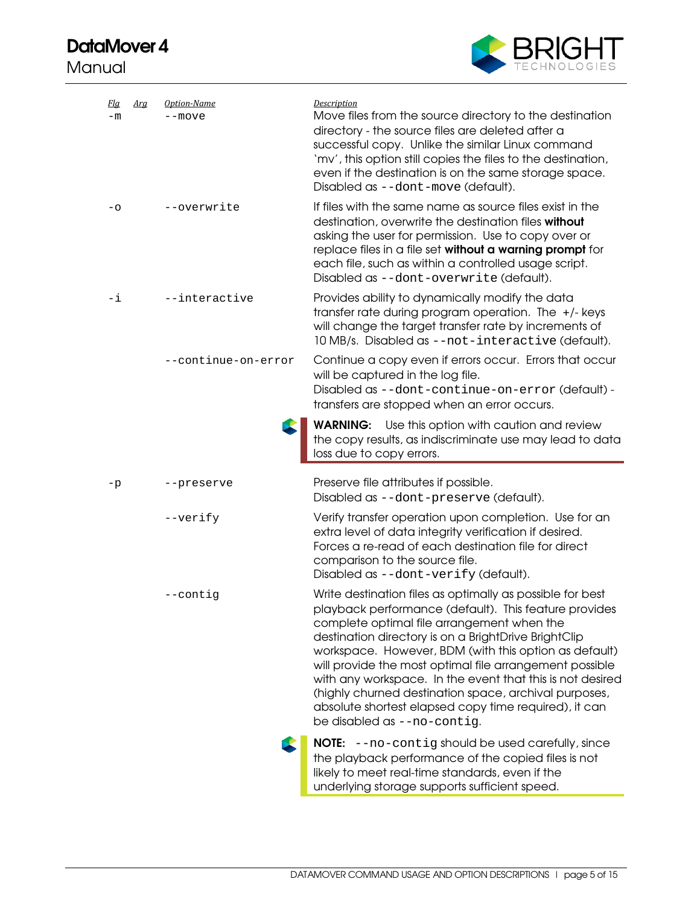| Flg | Arg | Option-Name | Description |
|---|---|---|---|
| `-m` | | `--move` | Move files from the source directory to the destination directory - the source files are deleted after a successful copy. Unlike the similar Linux command 'mv', this option still copies the files to the destination, even if the destination is on the same storage space. Disabled as `--dont-move` (default). |
| `-o` | | `--overwrite` | If files with the same name as source files exist in the destination, overwrite the destination files **without** asking the user for permission. Use to copy over or replace files in a file set **without a warning prompt** for each file, such as within a controlled usage script. Disabled as `--dont-overwrite` (default). |
| `-i` | | `--interactive` | Provides ability to dynamically modify the data transfer rate during program operation. The +/- keys will change the target transfer rate by increments of 10 MB/s. Disabled as `--not-interactive` (default). |
| | | `--continue-on-error` | Continue a copy even if errors occur. Errors that occur will be captured in the log file. Disabled as `--dont-continue-on-error` (default) - transfers are stopped when an error occurs. **WARNING:** Use this option with caution and review the copy results, as indiscriminate use may lead to data loss due to copy errors. |
| `-p` | | `--preserve` | Preserve file attributes if possible. Disabled as `--dont-preserve` (default). |
| | | `--verify` | Verify transfer operation upon completion. Use for an extra level of data integrity verification if desired. Forces a re-read of each destination file for direct comparison to the source file. Disabled as `--dont-verify` (default). |
| | | `--contig` | Write destination files as optimally as possible for best playback performance (default). This feature provides complete optimal file arrangement when the destination directory is on a BrightDrive BrightClip workspace. However, BDM (with this option as default) will provide the most optimal file arrangement possible with any workspace. In the event that this is not desired (highly churned destination space, archival purposes, absolute shortest elapsed copy time required), it can be disabled as `--no-contig`. **NOTE:** `--no-contig` should be used carefully, since the playback performance of the copied files is not likely to meet real-time standards, even if the underlying storage supports sufficient speed. |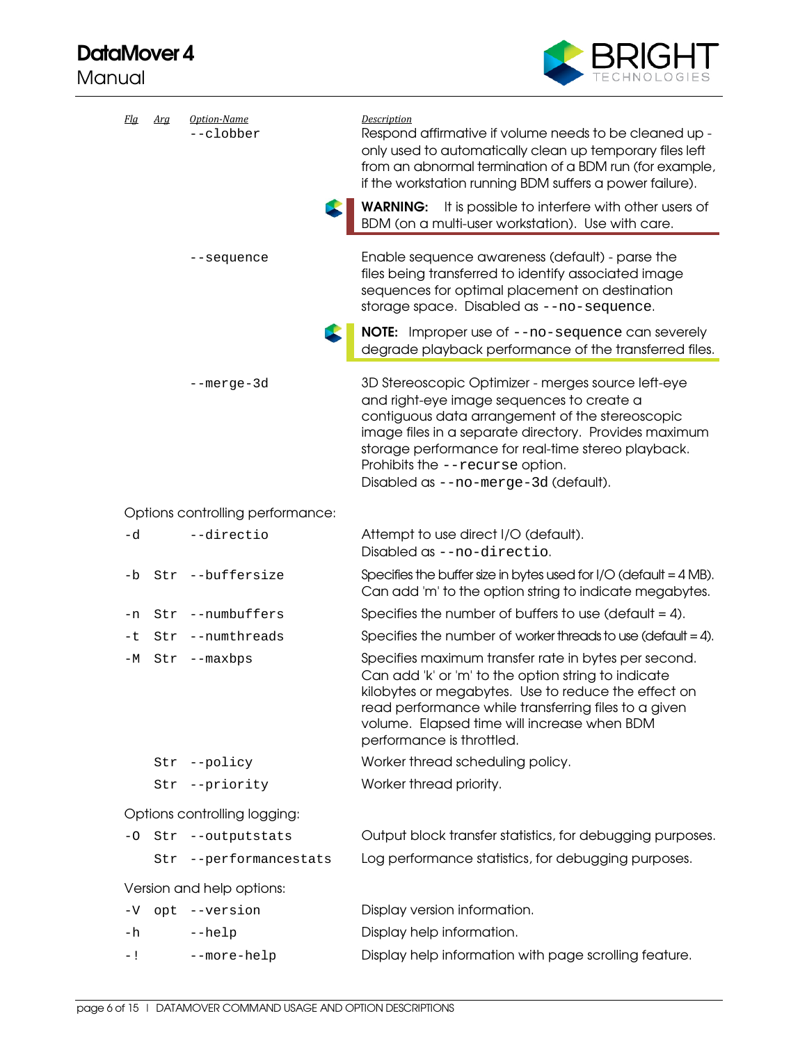| *Flg* | *Arg* | *Option-Name* | *Description* |
|---|---|---|---|
| | | `--clobber` | Respond affirmative if volume needs to be cleaned up - only used to automatically clean up temporary files left from an abnormal termination of a BDM run (for example, if the workstation running BDM suffers a power failure). |

> **WARNING:** It is possible to interfere with other users of BDM (on a multi-user workstation). Use with care.

| *Flg* | *Arg* | *Option-Name* | *Description* |
|---|---|---|---|
| | | `--sequence` | Enable sequence awareness (default) - parse the files being transferred to identify associated image sequences for optimal placement on destination storage space. Disabled as `--no-sequence`. |

> **NOTE:** Improper use of `--no-sequence` can severely degrade playback performance of the transferred files.

| *Flg* | *Arg* | *Option-Name* | *Description* |
|---|---|---|---|
| | | `--merge-3d` | 3D Stereoscopic Optimizer - merges source left-eye and right-eye image sequences to create a contiguous data arrangement of the stereoscopic image files in a separate directory. Provides maximum storage performance for real-time stereo playback. Prohibits the `--recurse` option. Disabled as `--no-merge-3d` (default). |

Options controlling performance:

| *Flg* | *Arg* | *Option-Name* | *Description* |
|---|---|---|---|
| `-d` | | `--directio` | Attempt to use direct I/O (default). Disabled as `--no-directio`. |
| `-b` | `Str` | `--buffersize` | Specifies the buffer size in bytes used for I/O (default = 4 MB). Can add 'm' to the option string to indicate megabytes. |
| `-n` | `Str` | `--numbuffers` | Specifies the number of buffers to use (default = 4). |
| `-t` | `Str` | `--numthreads` | Specifies the number of worker threads to use (default = 4). |
| `-M` | `Str` | `--maxbps` | Specifies maximum transfer rate in bytes per second. Can add 'k' or 'm' to the option string to indicate kilobytes or megabytes. Use to reduce the effect on read performance while transferring files to a given volume. Elapsed time will increase when BDM performance is throttled. |
| | `Str` | `--policy` | Worker thread scheduling policy. |
| | `Str` | `--priority` | Worker thread priority. |

Options controlling logging:

| *Flg* | *Arg* | *Option-Name* | *Description* |
|---|---|---|---|
| `-O` | `Str` | `--outputstats` | Output block transfer statistics, for debugging purposes. |
| | `Str` | `--performancestats` | Log performance statistics, for debugging purposes. |

Version and help options:

| *Flg* | *Arg* | *Option-Name* | *Description* |
|---|---|---|---|
| `-V` | `opt` | `--version` | Display version information. |
| `-h` | | `--help` | Display help information. |
| `-!` | | `--more-help` | Display help information with page scrolling feature. |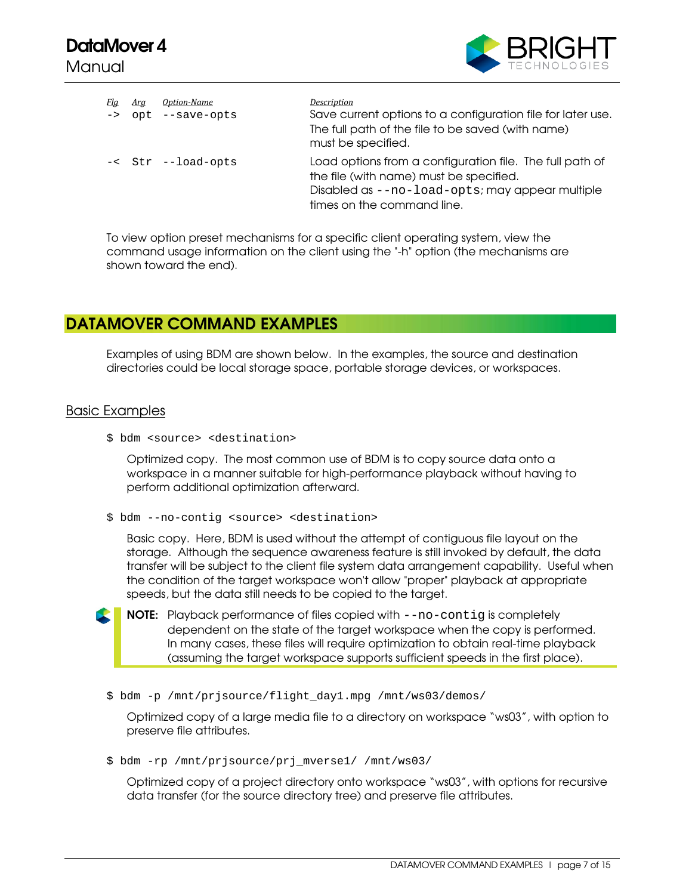| *Flg* | *Arg* | *Option-Name* | *Description* |
|---|---|---|---|
| `->` | `opt` | `--save-opts` | Save current options to a configuration file for later use. The full path of the file to be saved (with name) must be specified. |
| `-<` | `Str` | `--load-opts` | Load options from a configuration file. The full path of the file (with name) must be specified. Disabled as `--no-load-opts`; may appear multiple times on the command line. |

To view option preset mechanisms for a specific client operating system, view the command usage information on the client using the "-h" option (the mechanisms are shown toward the end).

## DATAMOVER COMMAND EXAMPLES

Examples of using BDM are shown below. In the examples, the source and destination directories could be local storage space, portable storage devices, or workspaces.

### Basic Examples

```
$ bdm <source> <destination>
```

Optimized copy. The most common use of BDM is to copy source data onto a workspace in a manner suitable for high-performance playback without having to perform additional optimization afterward.

```
$ bdm --no-contig <source> <destination>
```

Basic copy. Here, BDM is used without the attempt of contiguous file layout on the storage. Although the sequence awareness feature is still invoked by default, the data transfer will be subject to the client file system data arrangement capability. Useful when the condition of the target workspace won't allow "proper" playback at appropriate speeds, but the data still needs to be copied to the target.

> **NOTE:** Playback performance of files copied with `--no-contig` is completely dependent on the state of the target workspace when the copy is performed. In many cases, these files will require optimization to obtain real-time playback (assuming the target workspace supports sufficient speeds in the first place).

```
$ bdm -p /mnt/prjsource/flight_day1.mpg /mnt/ws03/demos/
```

Optimized copy of a large media file to a directory on workspace "ws03", with option to preserve file attributes.

```
$ bdm -rp /mnt/prjsource/prj_mverse1/ /mnt/ws03/
```

Optimized copy of a project directory onto workspace "ws03", with options for recursive data transfer (for the source directory tree) and preserve file attributes.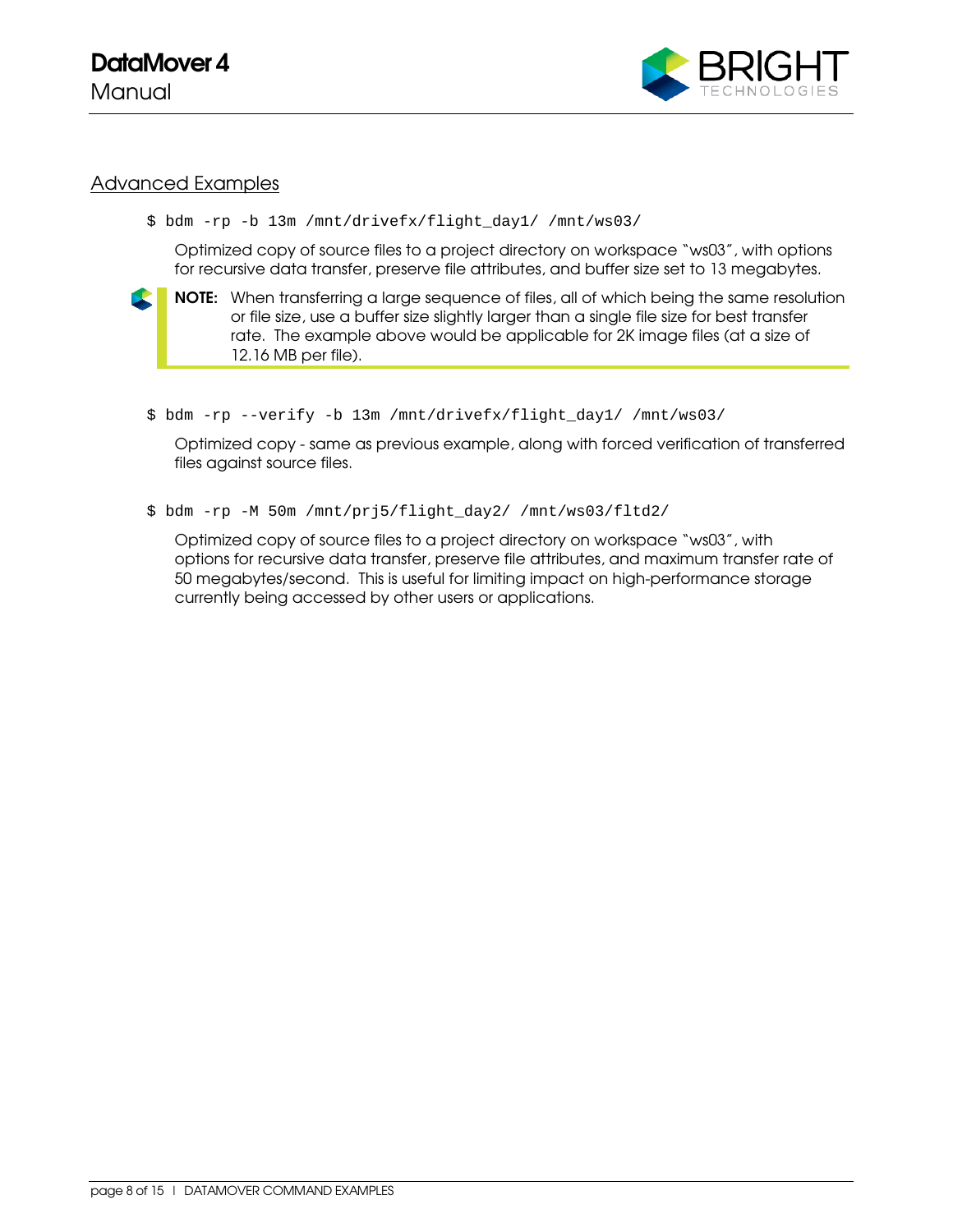## Advanced Examples

```
$ bdm -rp -b 13m /mnt/drivefx/flight_day1/ /mnt/ws03/
```

Optimized copy of source files to a project directory on workspace "ws03", with options for recursive data transfer, preserve file attributes, and buffer size set to 13 megabytes.

> **NOTE:** When transferring a large sequence of files, all of which being the same resolution or file size, use a buffer size slightly larger than a single file size for best transfer rate. The example above would be applicable for 2K image files (at a size of 12.16 MB per file).

```
$ bdm -rp --verify -b 13m /mnt/drivefx/flight_day1/ /mnt/ws03/
```

Optimized copy - same as previous example, along with forced verification of transferred files against source files.

```
$ bdm -rp -M 50m /mnt/prj5/flight_day2/ /mnt/ws03/fltd2/
```

Optimized copy of source files to a project directory on workspace "ws03", with options for recursive data transfer, preserve file attributes, and maximum transfer rate of 50 megabytes/second. This is useful for limiting impact on high-performance storage currently being accessed by other users or applications.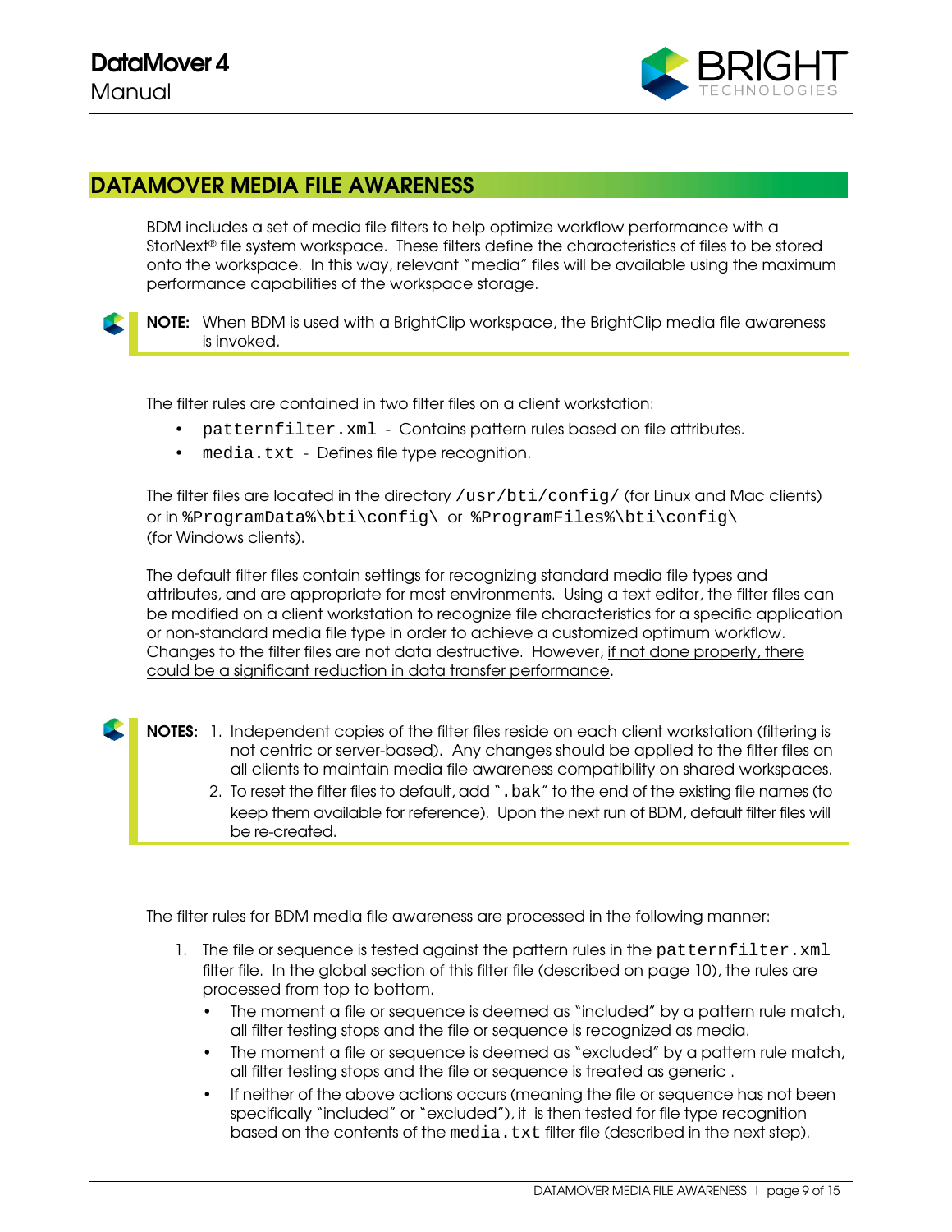## DATAMOVER MEDIA FILE AWARENESS

BDM includes a set of media file filters to help optimize workflow performance with a StorNext® file system workspace. These filters define the characteristics of files to be stored onto the workspace. In this way, relevant "media" files will be available using the maximum performance capabilities of the workspace storage.

**NOTE:** When BDM is used with a BrightClip workspace, the BrightClip media file awareness is invoked.

The filter rules are contained in two filter files on a client workstation:

- `patternfilter.xml` - Contains pattern rules based on file attributes.
- `media.txt` - Defines file type recognition.

The filter files are located in the directory `/usr/bti/config/` (for Linux and Mac clients) or in `%ProgramData%\bti\config\` or `%ProgramFiles%\bti\config\` (for Windows clients).

The default filter files contain settings for recognizing standard media file types and attributes, and are appropriate for most environments. Using a text editor, the filter files can be modified on a client workstation to recognize file characteristics for a specific application or non-standard media file type in order to achieve a customized optimum workflow. Changes to the filter files are not data destructive. However, <u>if not done properly, there could be a significant reduction in data transfer performance</u>.

**NOTES:**
1. Independent copies of the filter files reside on each client workstation (filtering is not centric or server-based). Any changes should be applied to the filter files on all clients to maintain media file awareness compatibility on shared workspaces.
2. To reset the filter files to default, add "`.bak`" to the end of the existing file names (to keep them available for reference). Upon the next run of BDM, default filter files will be re-created.

The filter rules for BDM media file awareness are processed in the following manner:

1. The file or sequence is tested against the pattern rules in the `patternfilter.xml` filter file. In the global section of this filter file (described on page 10), the rules are processed from top to bottom.
   - The moment a file or sequence is deemed as "included" by a pattern rule match, all filter testing stops and the file or sequence is recognized as media.
   - The moment a file or sequence is deemed as "excluded" by a pattern rule match, all filter testing stops and the file or sequence is treated as generic .
   - If neither of the above actions occurs (meaning the file or sequence has not been specifically "included" or "excluded"), it is then tested for file type recognition based on the contents of the `media.txt` filter file (described in the next step).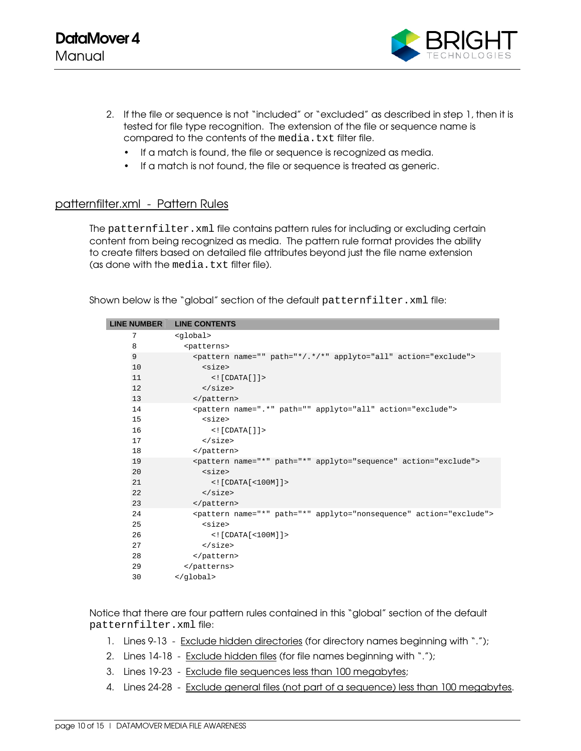2. If the file or sequence is not "included" or "excluded" as described in step 1, then it is tested for file type recognition. The extension of the file or sequence name is compared to the contents of the `media.txt` filter file.
   - If a match is found, the file or sequence is recognized as media.
   - If a match is not found, the file or sequence is treated as generic.

## patternfilter.xml - Pattern Rules

The `patternfilter.xml` file contains pattern rules for including or excluding certain content from being recognized as media. The pattern rule format provides the ability to create filters based on detailed file attributes beyond just the file name extension (as done with the `media.txt` filter file).

Shown below is the "global" section of the default `patternfilter.xml` file:

| LINE NUMBER | LINE CONTENTS |
|---|---|
| 7 | `<global>` |
| 8 | `  <patterns>` |
| 9 | `    <pattern name="" path="*/.*/*" applyto="all" action="exclude">` |
| 10 | `      <size>` |
| 11 | `        <![CDATA[]]>` |
| 12 | `      </size>` |
| 13 | `    </pattern>` |
| 14 | `    <pattern name=".*" path="" applyto="all" action="exclude">` |
| 15 | `      <size>` |
| 16 | `        <![CDATA[]]>` |
| 17 | `      </size>` |
| 18 | `    </pattern>` |
| 19 | `    <pattern name="*" path="*" applyto="sequence" action="exclude">` |
| 20 | `      <size>` |
| 21 | `        <![CDATA[<100M]]>` |
| 22 | `      </size>` |
| 23 | `    </pattern>` |
| 24 | `    <pattern name="*" path="*" applyto="nonsequence" action="exclude">` |
| 25 | `      <size>` |
| 26 | `        <![CDATA[<100M]]>` |
| 27 | `      </size>` |
| 28 | `    </pattern>` |
| 29 | `  </patterns>` |
| 30 | `</global>` |

Notice that there are four pattern rules contained in this "global" section of the default `patternfilter.xml` file:

1. Lines 9-13 - Exclude hidden directories (for directory names beginning with ".");
2. Lines 14-18 - Exclude hidden files (for file names beginning with ".");
3. Lines 19-23 - Exclude file sequences less than 100 megabytes;
4. Lines 24-28 - Exclude general files (not part of a sequence) less than 100 megabytes.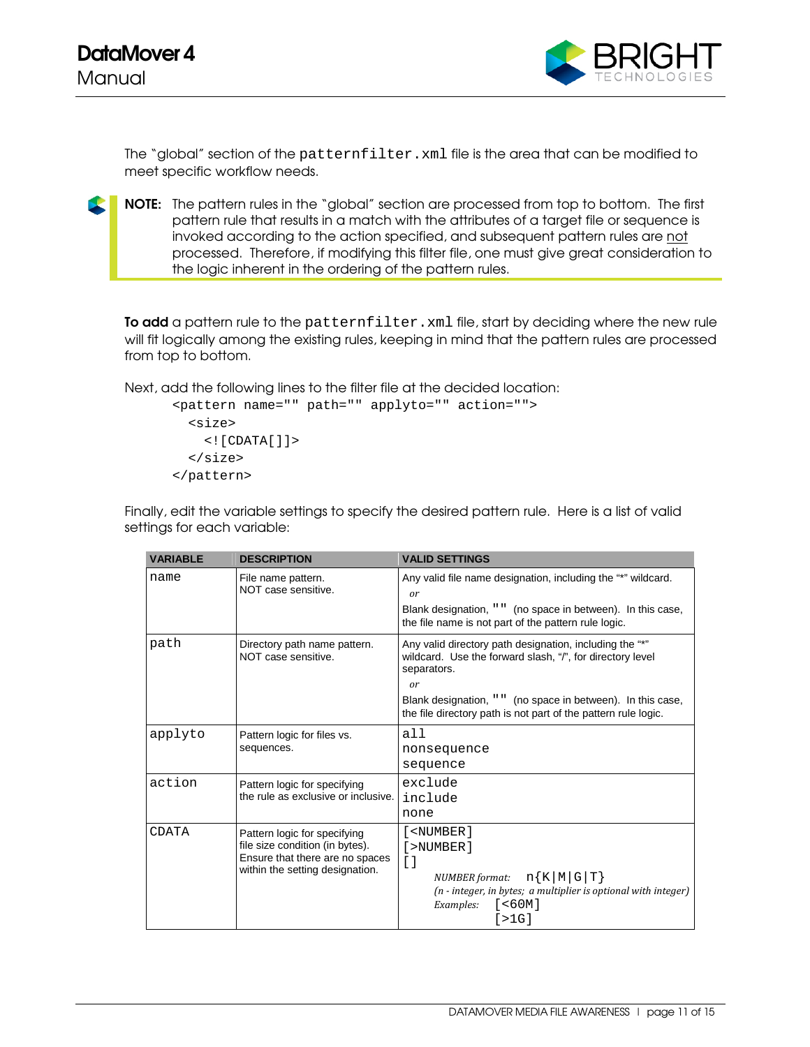The "global" section of the `patternfilter.xml` file is the area that can be modified to meet specific workflow needs.

> **NOTE:** The pattern rules in the "global" section are processed from top to bottom. The first pattern rule that results in a match with the attributes of a target file or sequence is invoked according to the action specified, and subsequent pattern rules are not processed. Therefore, if modifying this filter file, one must give great consideration to the logic inherent in the ordering of the pattern rules.

**To add** a pattern rule to the `patternfilter.xml` file, start by deciding where the new rule will fit logically among the existing rules, keeping in mind that the pattern rules are processed from top to bottom.

Next, add the following lines to the filter file at the decided location:

```
<pattern name="" path="" applyto="" action="">
  <size>
    <![CDATA[]]>
  </size>
</pattern>
```

Finally, edit the variable settings to specify the desired pattern rule. Here is a list of valid settings for each variable:

| VARIABLE | DESCRIPTION | VALID SETTINGS |
|---|---|---|
| `name` | File name pattern.<br>NOT case sensitive. | Any valid file name designation, including the "*" wildcard.<br>*or*<br>Blank designation, `""` (no space in between). In this case, the file name is not part of the pattern rule logic. |
| `path` | Directory path name pattern.<br>NOT case sensitive. | Any valid directory path designation, including the "*" wildcard. Use the forward slash, "/", for directory level separators.<br>*or*<br>Blank designation, `""` (no space in between). In this case, the file directory path is not part of the pattern rule logic. |
| `applyto` | Pattern logic for files vs. sequences. | `all`<br>`nonsequence`<br>`sequence` |
| `action` | Pattern logic for specifying the rule as exclusive or inclusive. | `exclude`<br>`include`<br>`none` |
| `CDATA` | Pattern logic for specifying file size condition (in bytes). Ensure that there are no spaces within the setting designation. | `[<NUMBER]`<br>`[>NUMBER]`<br>`[]`<br>*NUMBER format:* `n{K\|M\|G\|T}`<br>*(n - integer, in bytes; a multiplier is optional with integer)*<br>*Examples:* `[<60M]`<br>`[>1G]` |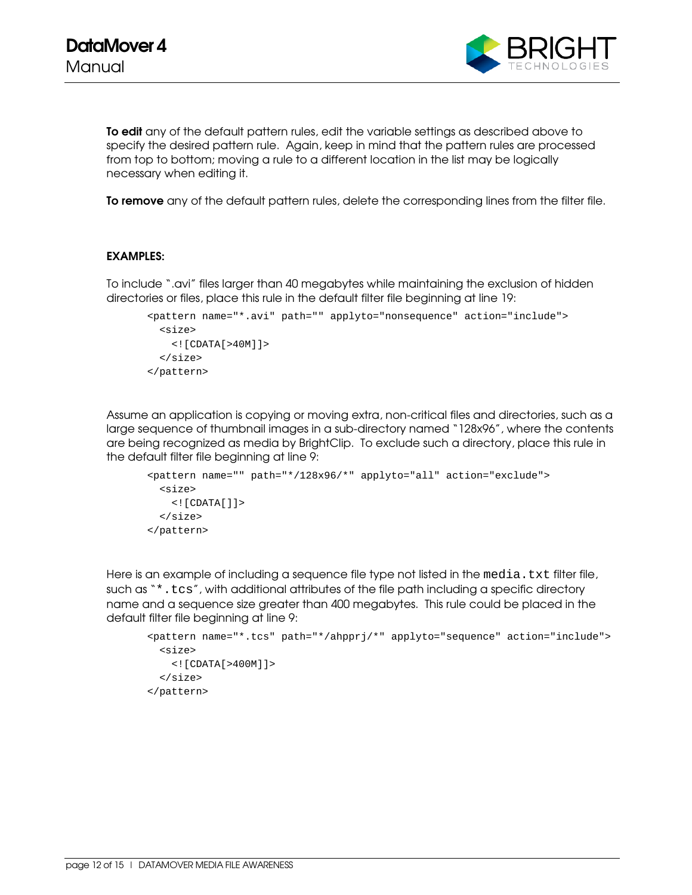**To edit** any of the default pattern rules, edit the variable settings as described above to specify the desired pattern rule. Again, keep in mind that the pattern rules are processed from top to bottom; moving a rule to a different location in the list may be logically necessary when editing it.

**To remove** any of the default pattern rules, delete the corresponding lines from the filter file.

**EXAMPLES:**

To include ".avi" files larger than 40 megabytes while maintaining the exclusion of hidden directories or files, place this rule in the default filter file beginning at line 19:

```
<pattern name="*.avi" path="" applyto="nonsequence" action="include">
  <size>
    <![CDATA[>40M]]>
  </size>
</pattern>
```

Assume an application is copying or moving extra, non-critical files and directories, such as a large sequence of thumbnail images in a sub-directory named "128x96", where the contents are being recognized as media by BrightClip. To exclude such a directory, place this rule in the default filter file beginning at line 9:

```
<pattern name="" path="*/128x96/*" applyto="all" action="exclude">
  <size>
    <![CDATA[]]>
  </size>
</pattern>
```

Here is an example of including a sequence file type not listed in the `media.txt` filter file, such as "`*.tcs`", with additional attributes of the file path including a specific directory name and a sequence size greater than 400 megabytes. This rule could be placed in the default filter file beginning at line 9:

```
<pattern name="*.tcs" path="*/ahpprj/*" applyto="sequence" action="include">
  <size>
    <![CDATA[>400M]]>
  </size>
</pattern>
```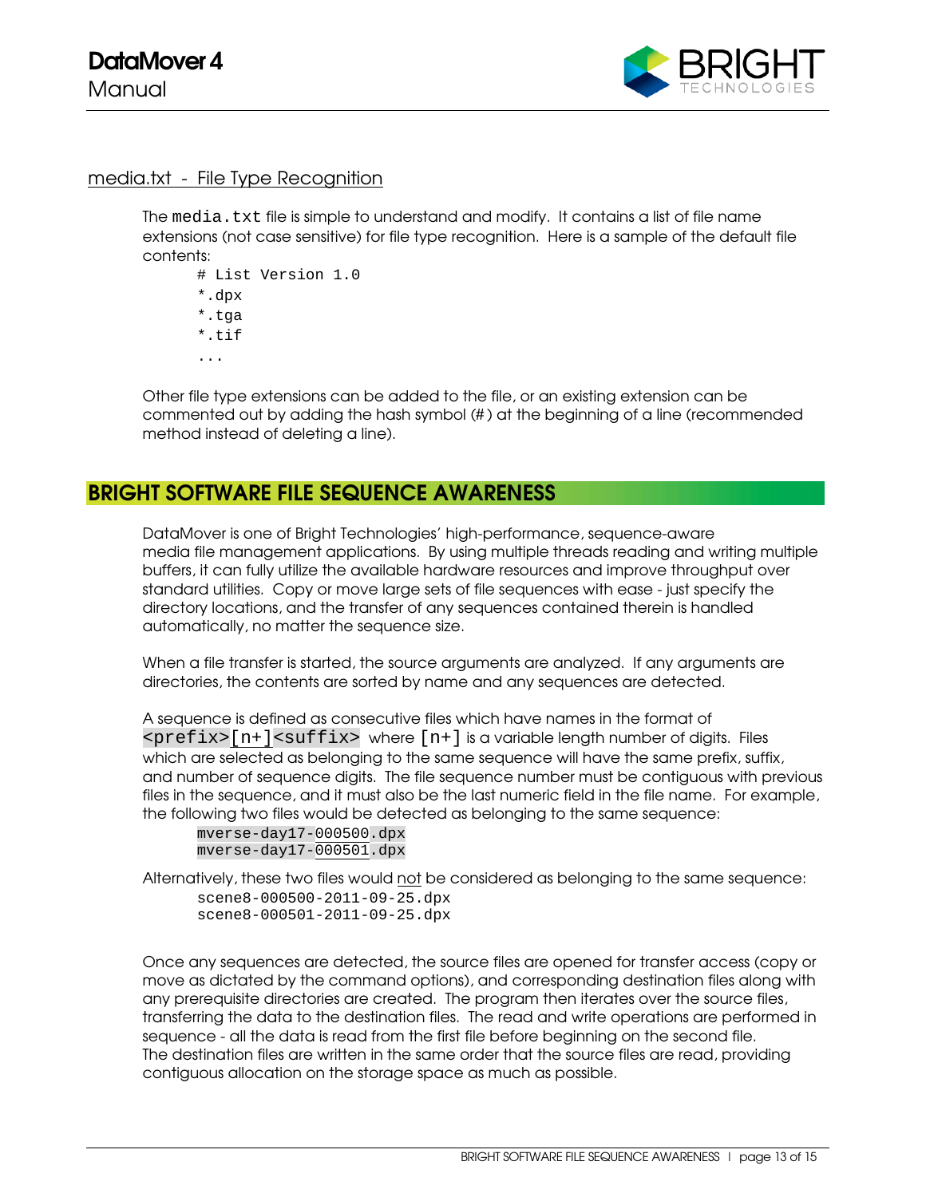### media.txt - File Type Recognition

The `media.txt` file is simple to understand and modify. It contains a list of file name extensions (not case sensitive) for file type recognition. Here is a sample of the default file contents:

```
# List Version 1.0
*.dpx
*.tga
*.tif
...
```

Other file type extensions can be added to the file, or an existing extension can be commented out by adding the hash symbol (#) at the beginning of a line (recommended method instead of deleting a line).

## BRIGHT SOFTWARE FILE SEQUENCE AWARENESS

DataMover is one of Bright Technologies' high-performance, sequence-aware media file management applications. By using multiple threads reading and writing multiple buffers, it can fully utilize the available hardware resources and improve throughput over standard utilities. Copy or move large sets of file sequences with ease - just specify the directory locations, and the transfer of any sequences contained therein is handled automatically, no matter the sequence size.

When a file transfer is started, the source arguments are analyzed. If any arguments are directories, the contents are sorted by name and any sequences are detected.

A sequence is defined as consecutive files which have names in the format of `<prefix>[n+]<suffix>` where `[n+]` is a variable length number of digits. Files which are selected as belonging to the same sequence will have the same prefix, suffix, and number of sequence digits. The file sequence number must be contiguous with previous files in the sequence, and it must also be the last numeric field in the file name. For example, the following two files would be detected as belonging to the same sequence:

```
mverse-day17-000500.dpx
mverse-day17-000501.dpx
```

Alternatively, these two files would not be considered as belonging to the same sequence:

```
scene8-000500-2011-09-25.dpx
scene8-000501-2011-09-25.dpx
```

Once any sequences are detected, the source files are opened for transfer access (copy or move as dictated by the command options), and corresponding destination files along with any prerequisite directories are created. The program then iterates over the source files, transferring the data to the destination files. The read and write operations are performed in sequence - all the data is read from the first file before beginning on the second file. The destination files are written in the same order that the source files are read, providing contiguous allocation on the storage space as much as possible.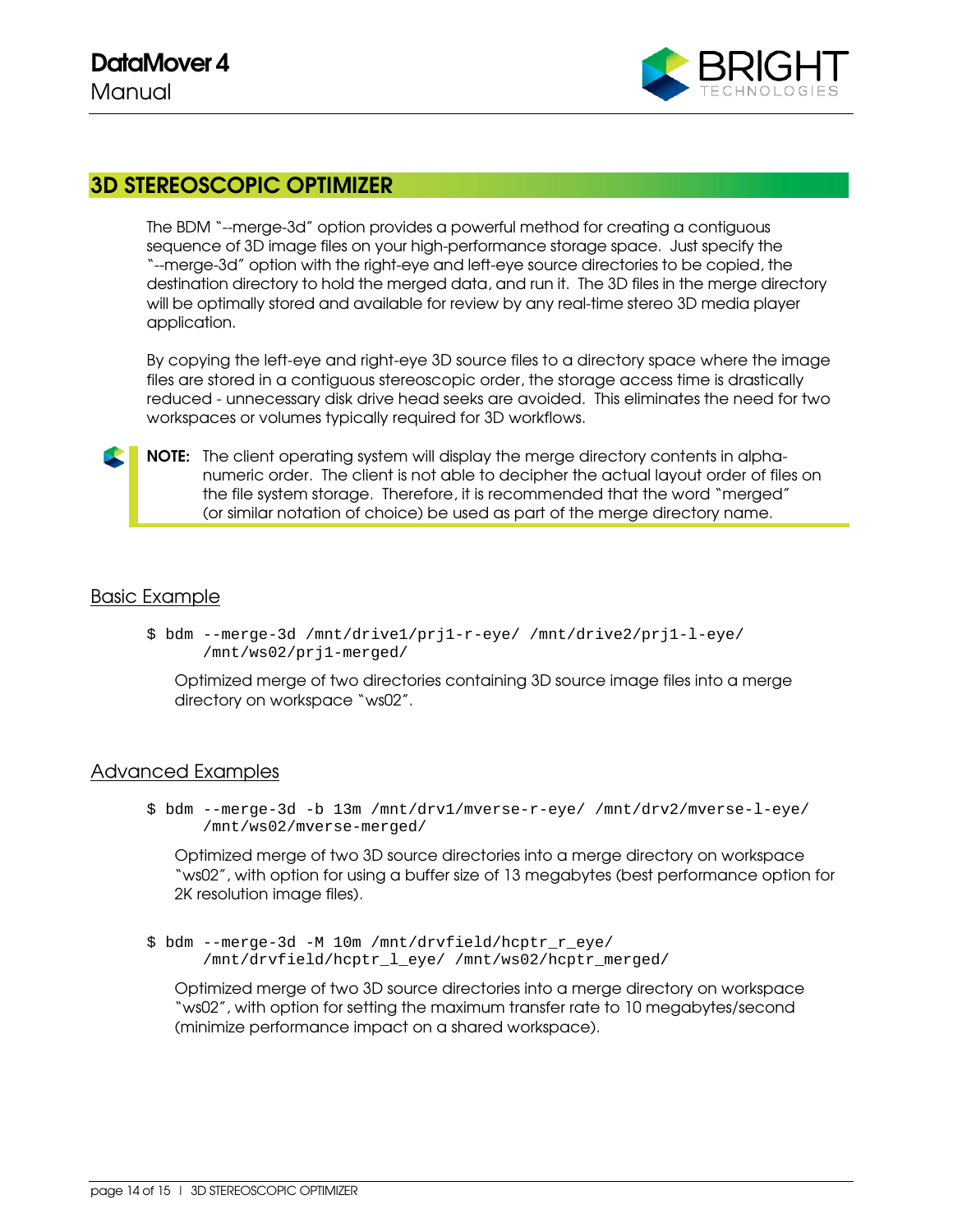## 3D STEREOSCOPIC OPTIMIZER

The BDM "--merge-3d" option provides a powerful method for creating a contiguous sequence of 3D image files on your high-performance storage space. Just specify the "--merge-3d" option with the right-eye and left-eye source directories to be copied, the destination directory to hold the merged data, and run it. The 3D files in the merge directory will be optimally stored and available for review by any real-time stereo 3D media player application.

By copying the left-eye and right-eye 3D source files to a directory space where the image files are stored in a contiguous stereoscopic order, the storage access time is drastically reduced - unnecessary disk drive head seeks are avoided. This eliminates the need for two workspaces or volumes typically required for 3D workflows.

> **NOTE:** The client operating system will display the merge directory contents in alpha-numeric order. The client is not able to decipher the actual layout order of files on the file system storage. Therefore, it is recommended that the word "merged" (or similar notation of choice) be used as part of the merge directory name.

### Basic Example

```
$ bdm --merge-3d /mnt/drive1/prj1-r-eye/ /mnt/drive2/prj1-l-eye/
      /mnt/ws02/prj1-merged/
```

Optimized merge of two directories containing 3D source image files into a merge directory on workspace "ws02".

### Advanced Examples

```
$ bdm --merge-3d -b 13m /mnt/drv1/mverse-r-eye/ /mnt/drv2/mverse-l-eye/
      /mnt/ws02/mverse-merged/
```

Optimized merge of two 3D source directories into a merge directory on workspace "ws02", with option for using a buffer size of 13 megabytes (best performance option for 2K resolution image files).

```
$ bdm --merge-3d -M 10m /mnt/drvfield/hcptr_r_eye/
      /mnt/drvfield/hcptr_l_eye/ /mnt/ws02/hcptr_merged/
```

Optimized merge of two 3D source directories into a merge directory on workspace "ws02", with option for setting the maximum transfer rate to 10 megabytes/second (minimize performance impact on a shared workspace).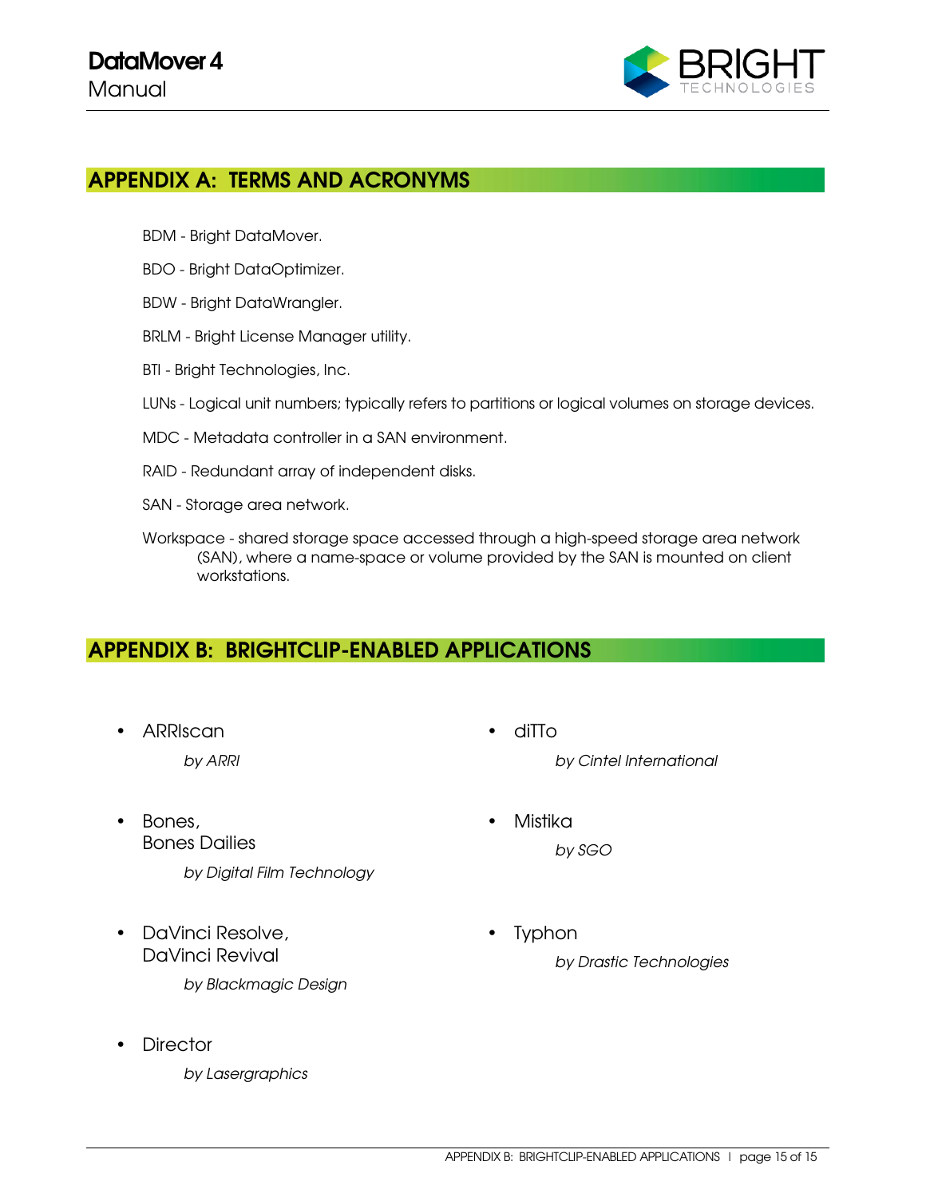## APPENDIX A: TERMS AND ACRONYMS

BDM - Bright DataMover.

BDO - Bright DataOptimizer.

BDW - Bright DataWrangler.

BRLM - Bright License Manager utility.

BTI - Bright Technologies, Inc.

LUNs - Logical unit numbers; typically refers to partitions or logical volumes on storage devices.

MDC - Metadata controller in a SAN environment.

RAID - Redundant array of independent disks.

SAN - Storage area network.

Workspace - shared storage space accessed through a high-speed storage area network (SAN), where a name-space or volume provided by the SAN is mounted on client workstations.

## APPENDIX B: BRIGHTCLIP-ENABLED APPLICATIONS

- ARRIscan
  *by ARRI*
- Bones,
  Bones Dailies
  *by Digital Film Technology*
- DaVinci Resolve,
  DaVinci Revival
  *by Blackmagic Design*
- Director
  *by Lasergraphics*
- diTTo
  *by Cintel International*
- Mistika
  *by SGO*
- Typhon
  *by Drastic Technologies*